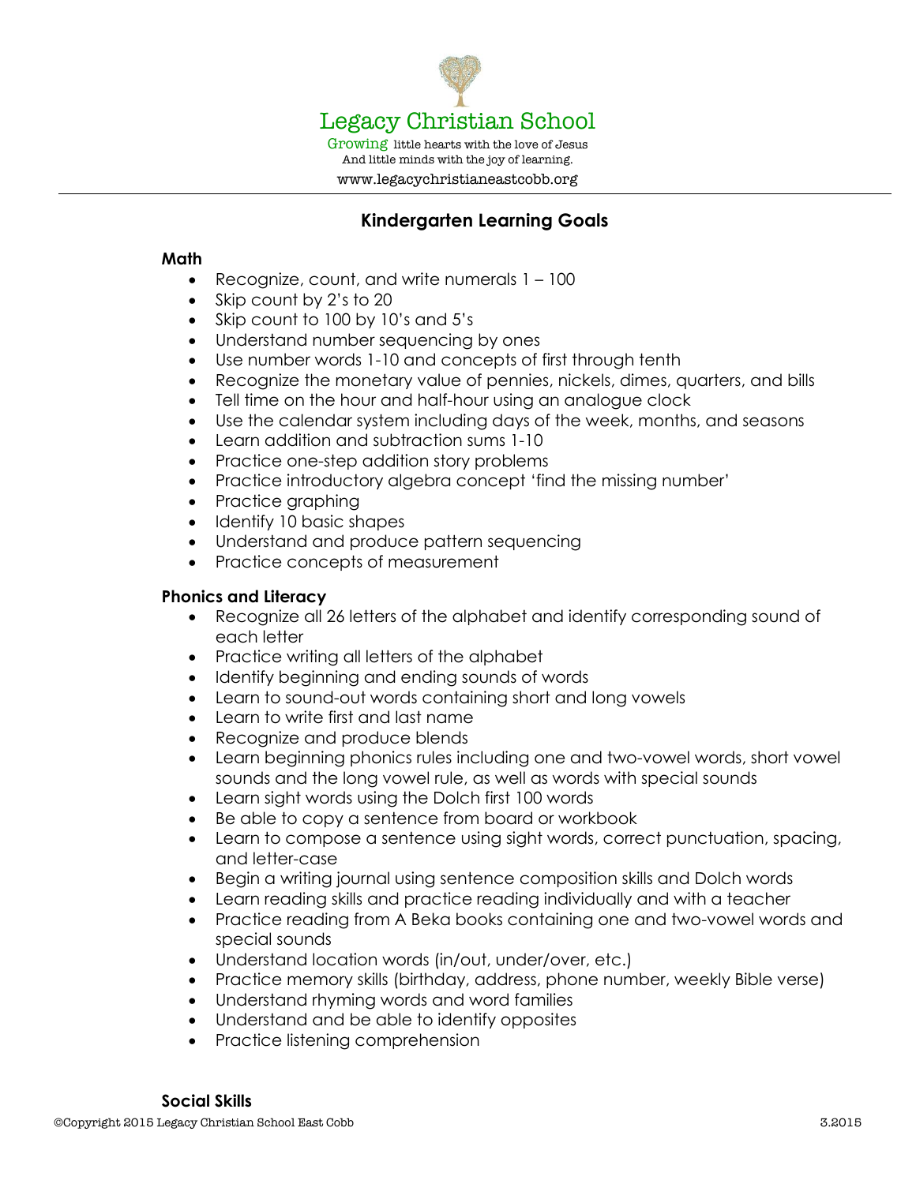# Legacy Christian School

Growing little hearts with the love of Jesus
And little minds with the joy of learning.
www.legacychristianeastcobb.org

## Kindergarten Learning Goals

### Math

- Recognize, count, and write numerals 1 – 100
- Skip count by 2's to 20
- Skip count to 100 by 10's and 5's
- Understand number sequencing by ones
- Use number words 1-10 and concepts of first through tenth
- Recognize the monetary value of pennies, nickels, dimes, quarters, and bills
- Tell time on the hour and half-hour using an analogue clock
- Use the calendar system including days of the week, months, and seasons
- Learn addition and subtraction sums 1-10
- Practice one-step addition story problems
- Practice introductory algebra concept 'find the missing number'
- Practice graphing
- Identify 10 basic shapes
- Understand and produce pattern sequencing
- Practice concepts of measurement

### Phonics and Literacy

- Recognize all 26 letters of the alphabet and identify corresponding sound of each letter
- Practice writing all letters of the alphabet
- Identify beginning and ending sounds of words
- Learn to sound-out words containing short and long vowels
- Learn to write first and last name
- Recognize and produce blends
- Learn beginning phonics rules including one and two-vowel words, short vowel sounds and the long vowel rule, as well as words with special sounds
- Learn sight words using the Dolch first 100 words
- Be able to copy a sentence from board or workbook
- Learn to compose a sentence using sight words, correct punctuation, spacing, and letter-case
- Begin a writing journal using sentence composition skills and Dolch words
- Learn reading skills and practice reading individually and with a teacher
- Practice reading from A Beka books containing one and two-vowel words and special sounds
- Understand location words (in/out, under/over, etc.)
- Practice memory skills (birthday, address, phone number, weekly Bible verse)
- Understand rhyming words and word families
- Understand and be able to identify opposites
- Practice listening comprehension

### Social Skills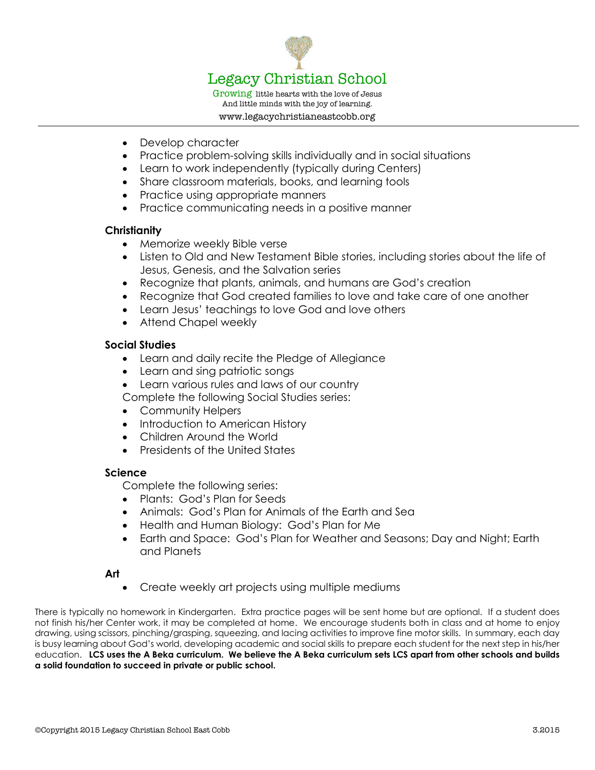- Develop character
- Practice problem-solving skills individually and in social situations
- Learn to work independently (typically during Centers)
- Share classroom materials, books, and learning tools
- Practice using appropriate manners
- Practice communicating needs in a positive manner

### Christianity

- Memorize weekly Bible verse
- Listen to Old and New Testament Bible stories, including stories about the life of Jesus, Genesis, and the Salvation series
- Recognize that plants, animals, and humans are God's creation
- Recognize that God created families to love and take care of one another
- Learn Jesus' teachings to love God and love others
- Attend Chapel weekly

### Social Studies

- Learn and daily recite the Pledge of Allegiance
- Learn and sing patriotic songs
- Learn various rules and laws of our country

Complete the following Social Studies series:

- Community Helpers
- Introduction to American History
- Children Around the World
- Presidents of the United States

### Science

Complete the following series:

- Plants: God's Plan for Seeds
- Animals: God's Plan for Animals of the Earth and Sea
- Health and Human Biology: God's Plan for Me
- Earth and Space: God's Plan for Weather and Seasons; Day and Night; Earth and Planets

### Art

- Create weekly art projects using multiple mediums

There is typically no homework in Kindergarten. Extra practice pages will be sent home but are optional. If a student does not finish his/her Center work, it may be completed at home. We encourage students both in class and at home to enjoy drawing, using scissors, pinching/grasping, squeezing, and lacing activities to improve fine motor skills. In summary, each day is busy learning about God's world, developing academic and social skills to prepare each student for the next step in his/her education. **LCS uses the A Beka curriculum. We believe the A Beka curriculum sets LCS apart from other schools and builds a solid foundation to succeed in private or public school.**